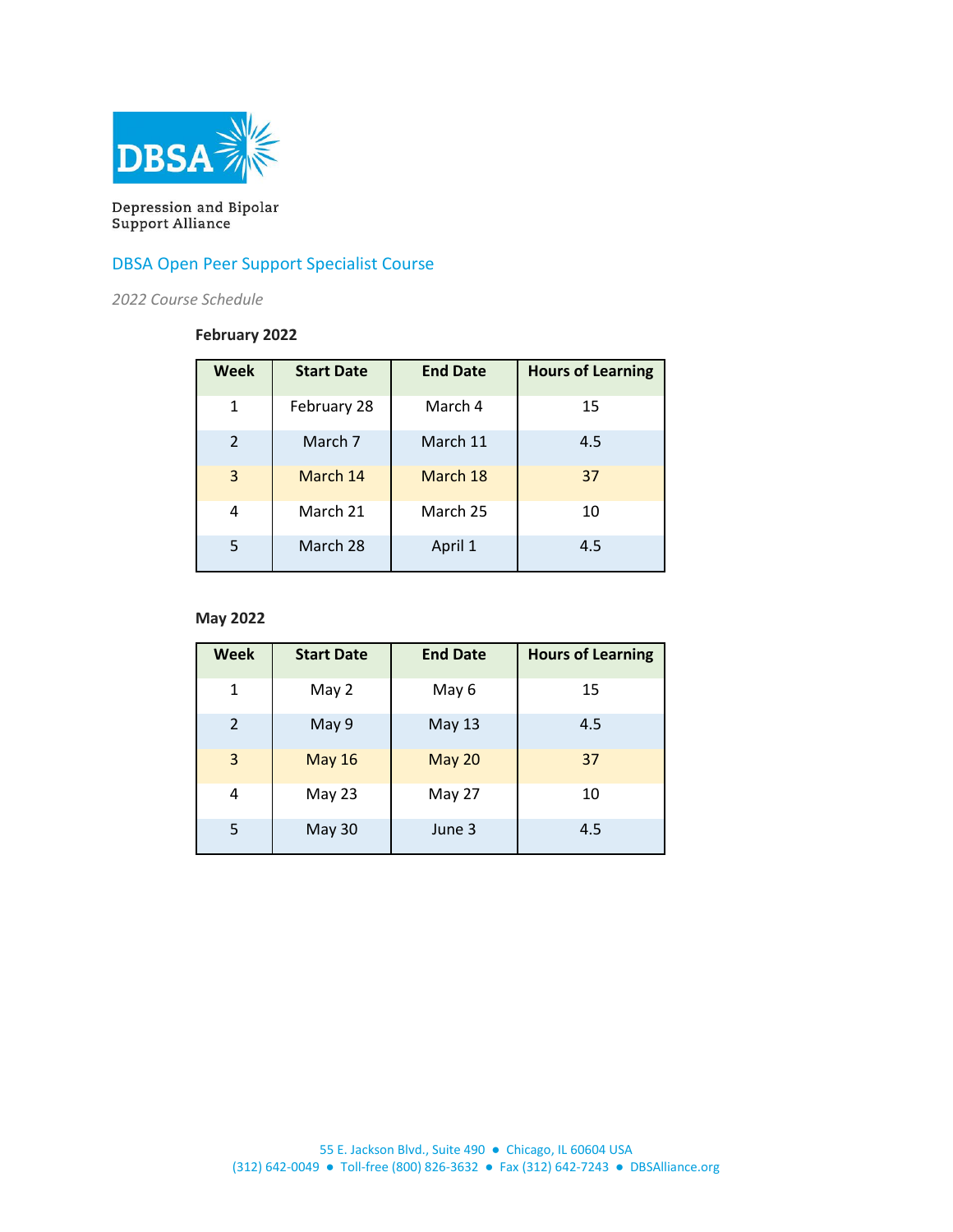DBSA

Depression and Bipolar Support Alliance

## DBSA Open Peer Support Specialist Course

*2022 Course Schedule*

**February 2022**

| Week | Start Date | End Date | Hours of Learning |
|---|---|---|---|
| 1 | February 28 | March 4 | 15 |
| 2 | March 7 | March 11 | 4.5 |
| 3 | March 14 | March 18 | 37 |
| 4 | March 21 | March 25 | 10 |
| 5 | March 28 | April 1 | 4.5 |

**May 2022**

| Week | Start Date | End Date | Hours of Learning |
|---|---|---|---|
| 1 | May 2 | May 6 | 15 |
| 2 | May 9 | May 13 | 4.5 |
| 3 | May 16 | May 20 | 37 |
| 4 | May 23 | May 27 | 10 |
| 5 | May 30 | June 3 | 4.5 |

55 E. Jackson Blvd., Suite 490 ● Chicago, IL 60604 USA
(312) 642-0049 ● Toll-free (800) 826-3632 ● Fax (312) 642-7243 ● DBSAlliance.org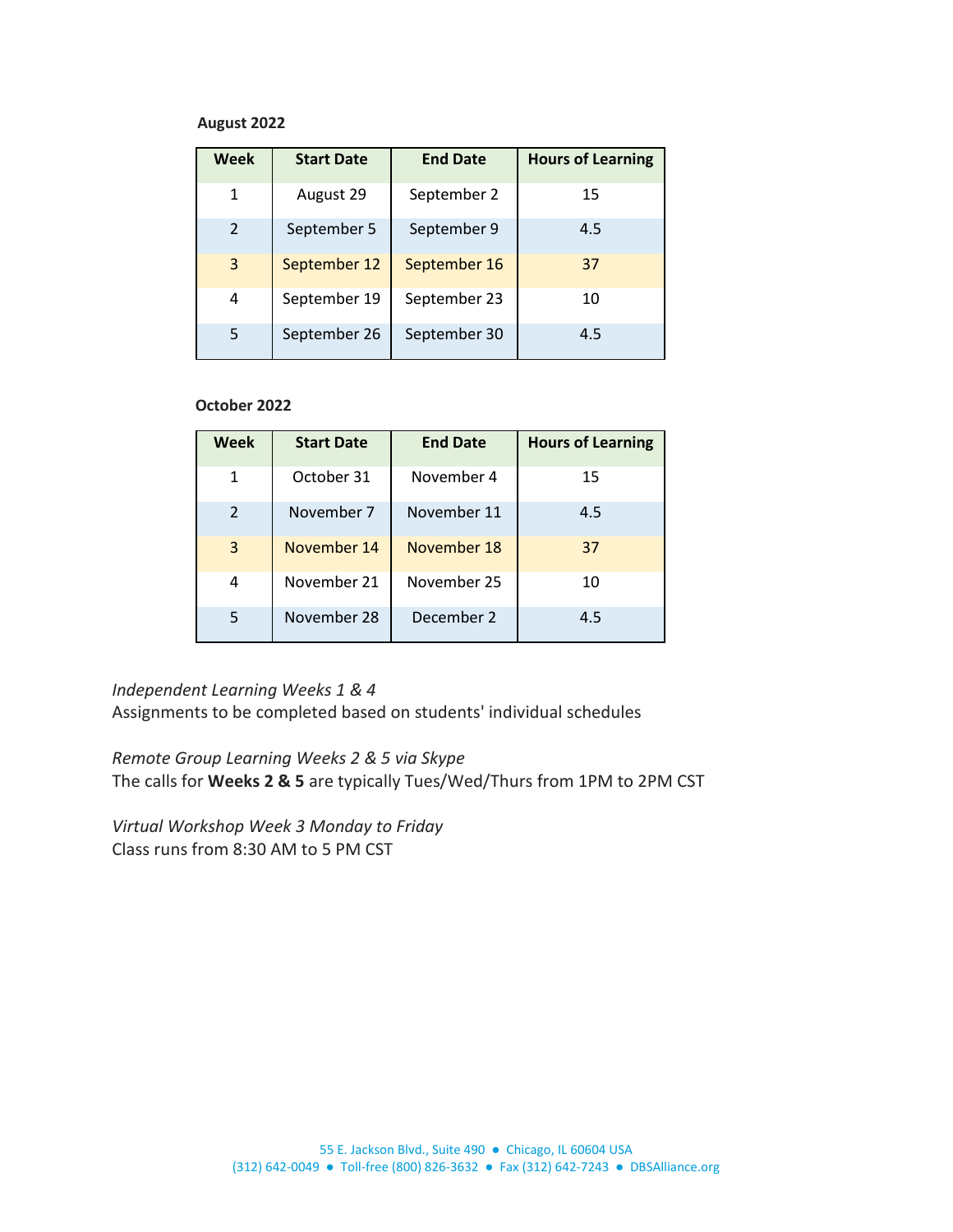**August 2022**

| Week | Start Date | End Date | Hours of Learning |
|---|---|---|---|
| 1 | August 29 | September 2 | 15 |
| 2 | September 5 | September 9 | 4.5 |
| 3 | September 12 | September 16 | 37 |
| 4 | September 19 | September 23 | 10 |
| 5 | September 26 | September 30 | 4.5 |

**October 2022**

| Week | Start Date | End Date | Hours of Learning |
|---|---|---|---|
| 1 | October 31 | November 4 | 15 |
| 2 | November 7 | November 11 | 4.5 |
| 3 | November 14 | November 18 | 37 |
| 4 | November 21 | November 25 | 10 |
| 5 | November 28 | December 2 | 4.5 |

*Independent Learning Weeks 1 & 4*
Assignments to be completed based on students' individual schedules

*Remote Group Learning Weeks 2 & 5 via Skype*
The calls for **Weeks 2 & 5** are typically Tues/Wed/Thurs from 1PM to 2PM CST

*Virtual Workshop Week 3 Monday to Friday*
Class runs from 8:30 AM to 5 PM CST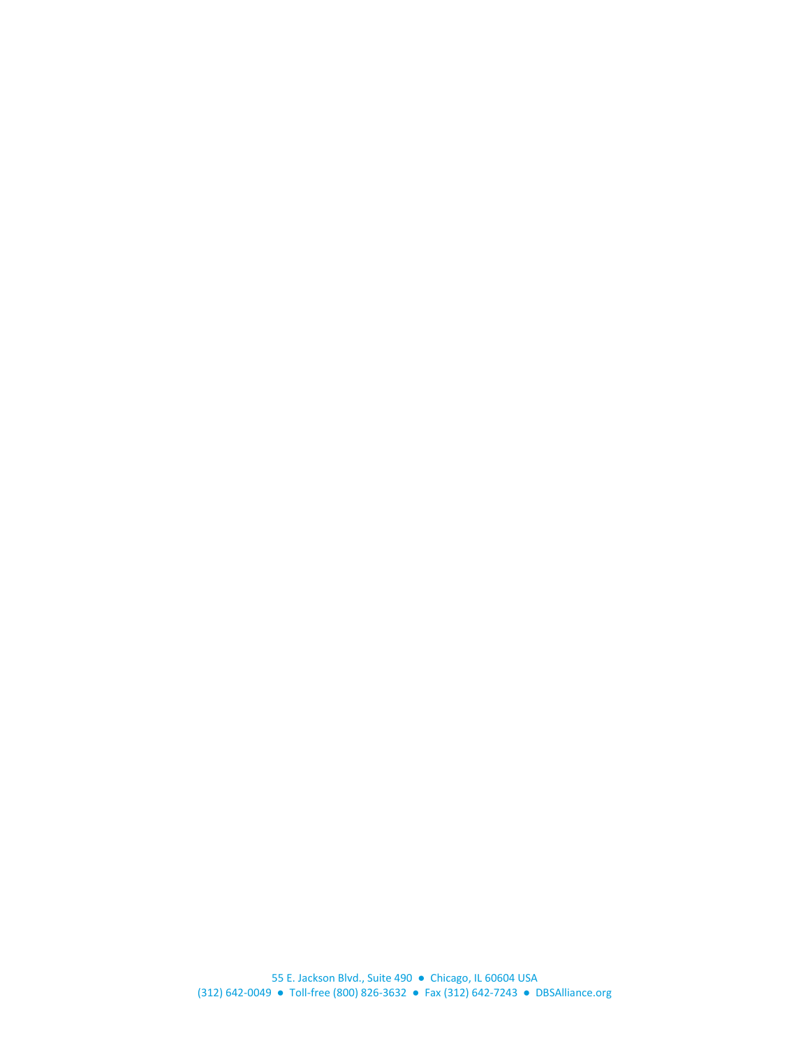55 E. Jackson Blvd., Suite 490 ● Chicago, IL 60604 USA
(312) 642-0049 ● Toll-free (800) 826-3632 ● Fax (312) 642-7243 ● DBSAlliance.org